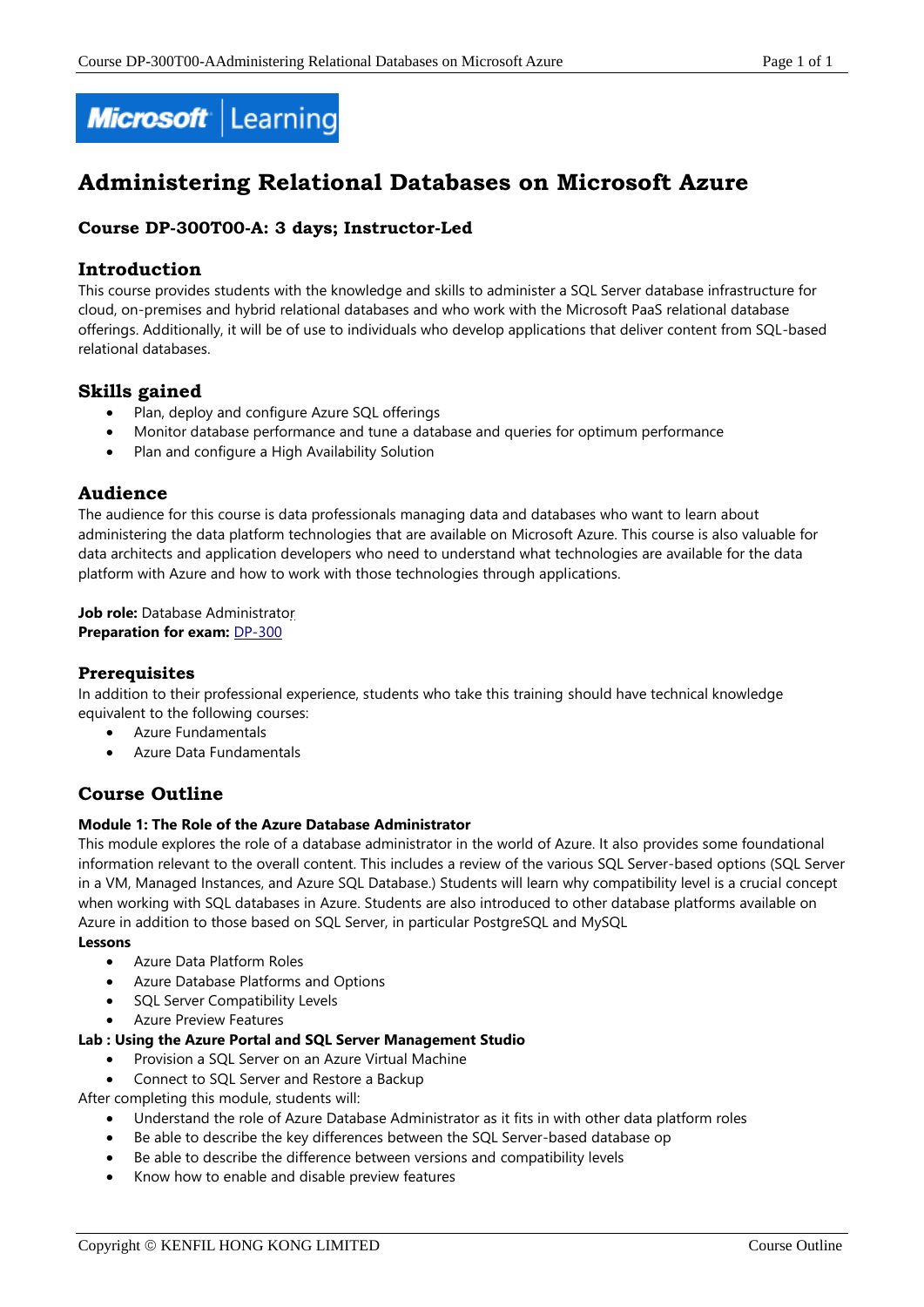Microsoft Learning

# Administering Relational Databases on Microsoft Azure

### Course DP-300T00-A: 3 days; Instructor-Led

## Introduction

This course provides students with the knowledge and skills to administer a SQL Server database infrastructure for cloud, on-premises and hybrid relational databases and who work with the Microsoft PaaS relational database offerings. Additionally, it will be of use to individuals who develop applications that deliver content from SQL-based relational databases.

## Skills gained

- Plan, deploy and configure Azure SQL offerings
- Monitor database performance and tune a database and queries for optimum performance
- Plan and configure a High Availability Solution

## Audience

The audience for this course is data professionals managing data and databases who want to learn about administering the data platform technologies that are available on Microsoft Azure. This course is also valuable for data architects and application developers who need to understand what technologies are available for the data platform with Azure and how to work with those technologies through applications.

**Job role:** Database Administrator
**Preparation for exam:** DP-300

## Prerequisites

In addition to their professional experience, students who take this training should have technical knowledge equivalent to the following courses:

- Azure Fundamentals
- Azure Data Fundamentals

## Course Outline

**Module 1: The Role of the Azure Database Administrator**

This module explores the role of a database administrator in the world of Azure. It also provides some foundational information relevant to the overall content. This includes a review of the various SQL Server-based options (SQL Server in a VM, Managed Instances, and Azure SQL Database.) Students will learn why compatibility level is a crucial concept when working with SQL databases in Azure. Students are also introduced to other database platforms available on Azure in addition to those based on SQL Server, in particular PostgreSQL and MySQL

**Lessons**

- Azure Data Platform Roles
- Azure Database Platforms and Options
- SQL Server Compatibility Levels
- Azure Preview Features

**Lab : Using the Azure Portal and SQL Server Management Studio**

- Provision a SQL Server on an Azure Virtual Machine
- Connect to SQL Server and Restore a Backup

After completing this module, students will:

- Understand the role of Azure Database Administrator as it fits in with other data platform roles
- Be able to describe the key differences between the SQL Server-based database op
- Be able to describe the difference between versions and compatibility levels
- Know how to enable and disable preview features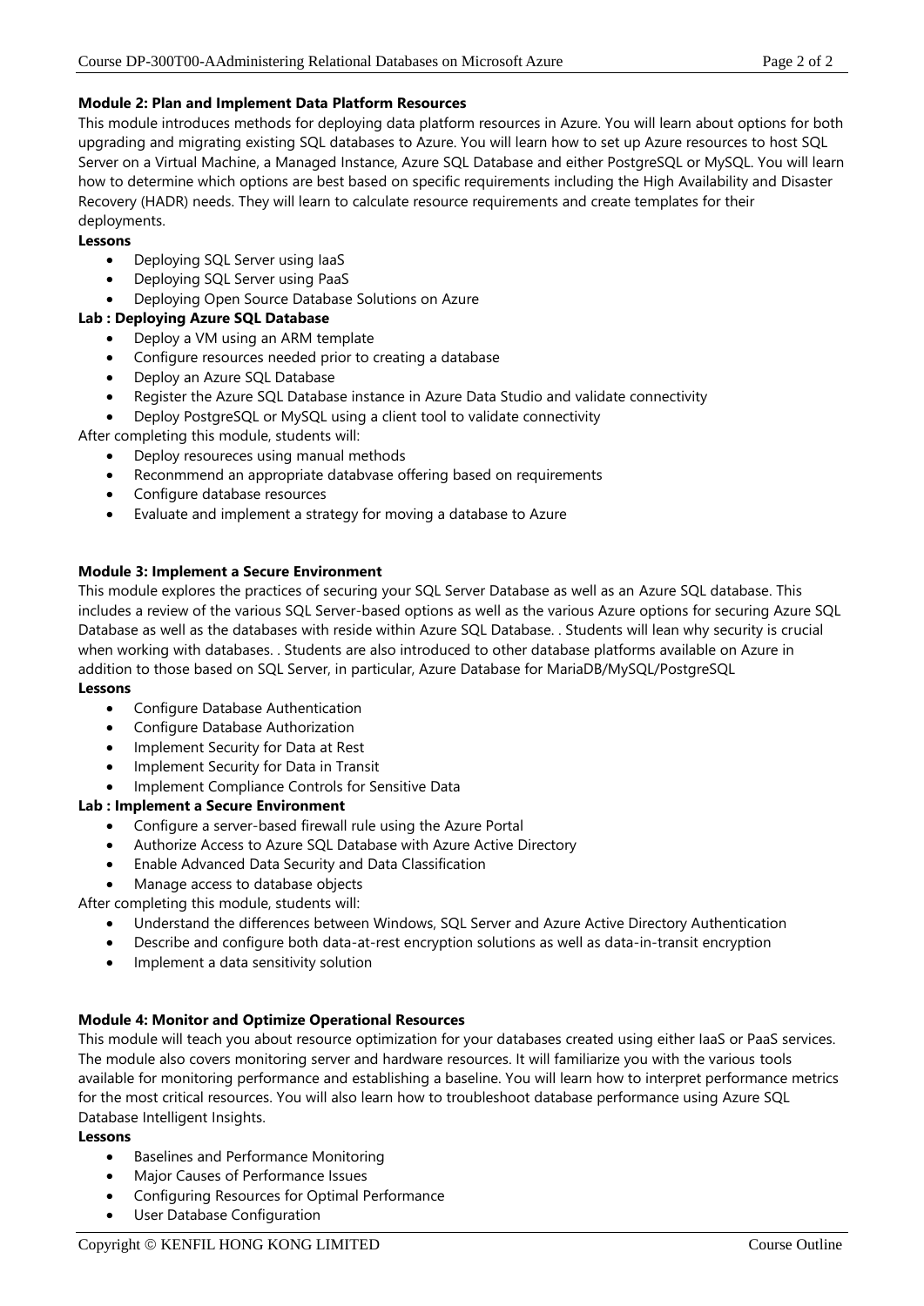**Module 2: Plan and Implement Data Platform Resources**

This module introduces methods for deploying data platform resources in Azure. You will learn about options for both upgrading and migrating existing SQL databases to Azure. You will learn how to set up Azure resources to host SQL Server on a Virtual Machine, a Managed Instance, Azure SQL Database and either PostgreSQL or MySQL. You will learn how to determine which options are best based on specific requirements including the High Availability and Disaster Recovery (HADR) needs. They will learn to calculate resource requirements and create templates for their deployments.

**Lessons**

- Deploying SQL Server using IaaS
- Deploying SQL Server using PaaS
- Deploying Open Source Database Solutions on Azure

**Lab : Deploying Azure SQL Database**

- Deploy a VM using an ARM template
- Configure resources needed prior to creating a database
- Deploy an Azure SQL Database
- Register the Azure SQL Database instance in Azure Data Studio and validate connectivity
- Deploy PostgreSQL or MySQL using a client tool to validate connectivity

After completing this module, students will:

- Deploy resoureces using manual methods
- Reconmmend an appropriate databvase offering based on requirements
- Configure database resources
- Evaluate and implement a strategy for moving a database to Azure

**Module 3: Implement a Secure Environment**

This module explores the practices of securing your SQL Server Database as well as an Azure SQL database. This includes a review of the various SQL Server-based options as well as the various Azure options for securing Azure SQL Database as well as the databases with reside within Azure SQL Database. . Students will lean why security is crucial when working with databases. . Students are also introduced to other database platforms available on Azure in addition to those based on SQL Server, in particular, Azure Database for MariaDB/MySQL/PostgreSQL

**Lessons**

- Configure Database Authentication
- Configure Database Authorization
- Implement Security for Data at Rest
- Implement Security for Data in Transit
- Implement Compliance Controls for Sensitive Data

**Lab : Implement a Secure Environment**

- Configure a server-based firewall rule using the Azure Portal
- Authorize Access to Azure SQL Database with Azure Active Directory
- Enable Advanced Data Security and Data Classification
- Manage access to database objects

After completing this module, students will:

- Understand the differences between Windows, SQL Server and Azure Active Directory Authentication
- Describe and configure both data-at-rest encryption solutions as well as data-in-transit encryption
- Implement a data sensitivity solution

**Module 4: Monitor and Optimize Operational Resources**

This module will teach you about resource optimization for your databases created using either IaaS or PaaS services. The module also covers monitoring server and hardware resources. It will familiarize you with the various tools available for monitoring performance and establishing a baseline. You will learn how to interpret performance metrics for the most critical resources. You will also learn how to troubleshoot database performance using Azure SQL Database Intelligent Insights.

**Lessons**

- Baselines and Performance Monitoring
- Major Causes of Performance Issues
- Configuring Resources for Optimal Performance
- User Database Configuration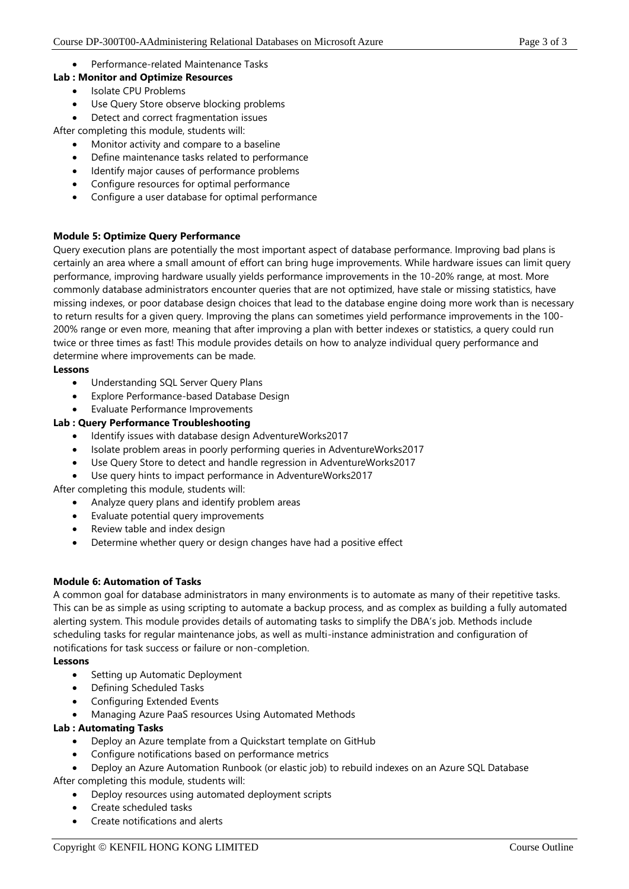- Performance-related Maintenance Tasks

**Lab : Monitor and Optimize Resources**

- Isolate CPU Problems
- Use Query Store observe blocking problems
- Detect and correct fragmentation issues

After completing this module, students will:

- Monitor activity and compare to a baseline
- Define maintenance tasks related to performance
- Identify major causes of performance problems
- Configure resources for optimal performance
- Configure a user database for optimal performance

**Module 5: Optimize Query Performance**

Query execution plans are potentially the most important aspect of database performance. Improving bad plans is certainly an area where a small amount of effort can bring huge improvements. While hardware issues can limit query performance, improving hardware usually yields performance improvements in the 10-20% range, at most. More commonly database administrators encounter queries that are not optimized, have stale or missing statistics, have missing indexes, or poor database design choices that lead to the database engine doing more work than is necessary to return results for a given query. Improving the plans can sometimes yield performance improvements in the 100-200% range or even more, meaning that after improving a plan with better indexes or statistics, a query could run twice or three times as fast! This module provides details on how to analyze individual query performance and determine where improvements can be made.

**Lessons**

- Understanding SQL Server Query Plans
- Explore Performance-based Database Design
- Evaluate Performance Improvements

**Lab : Query Performance Troubleshooting**

- Identify issues with database design AdventureWorks2017
- Isolate problem areas in poorly performing queries in AdventureWorks2017
- Use Query Store to detect and handle regression in AdventureWorks2017
- Use query hints to impact performance in AdventureWorks2017

After completing this module, students will:

- Analyze query plans and identify problem areas
- Evaluate potential query improvements
- Review table and index design
- Determine whether query or design changes have had a positive effect

**Module 6: Automation of Tasks**

A common goal for database administrators in many environments is to automate as many of their repetitive tasks. This can be as simple as using scripting to automate a backup process, and as complex as building a fully automated alerting system. This module provides details of automating tasks to simplify the DBA's job. Methods include scheduling tasks for regular maintenance jobs, as well as multi-instance administration and configuration of notifications for task success or failure or non-completion.

**Lessons**

- Setting up Automatic Deployment
- Defining Scheduled Tasks
- Configuring Extended Events
- Managing Azure PaaS resources Using Automated Methods

**Lab : Automating Tasks**

- Deploy an Azure template from a Quickstart template on GitHub
- Configure notifications based on performance metrics
- Deploy an Azure Automation Runbook (or elastic job) to rebuild indexes on an Azure SQL Database

After completing this module, students will:

- Deploy resources using automated deployment scripts
- Create scheduled tasks
- Create notifications and alerts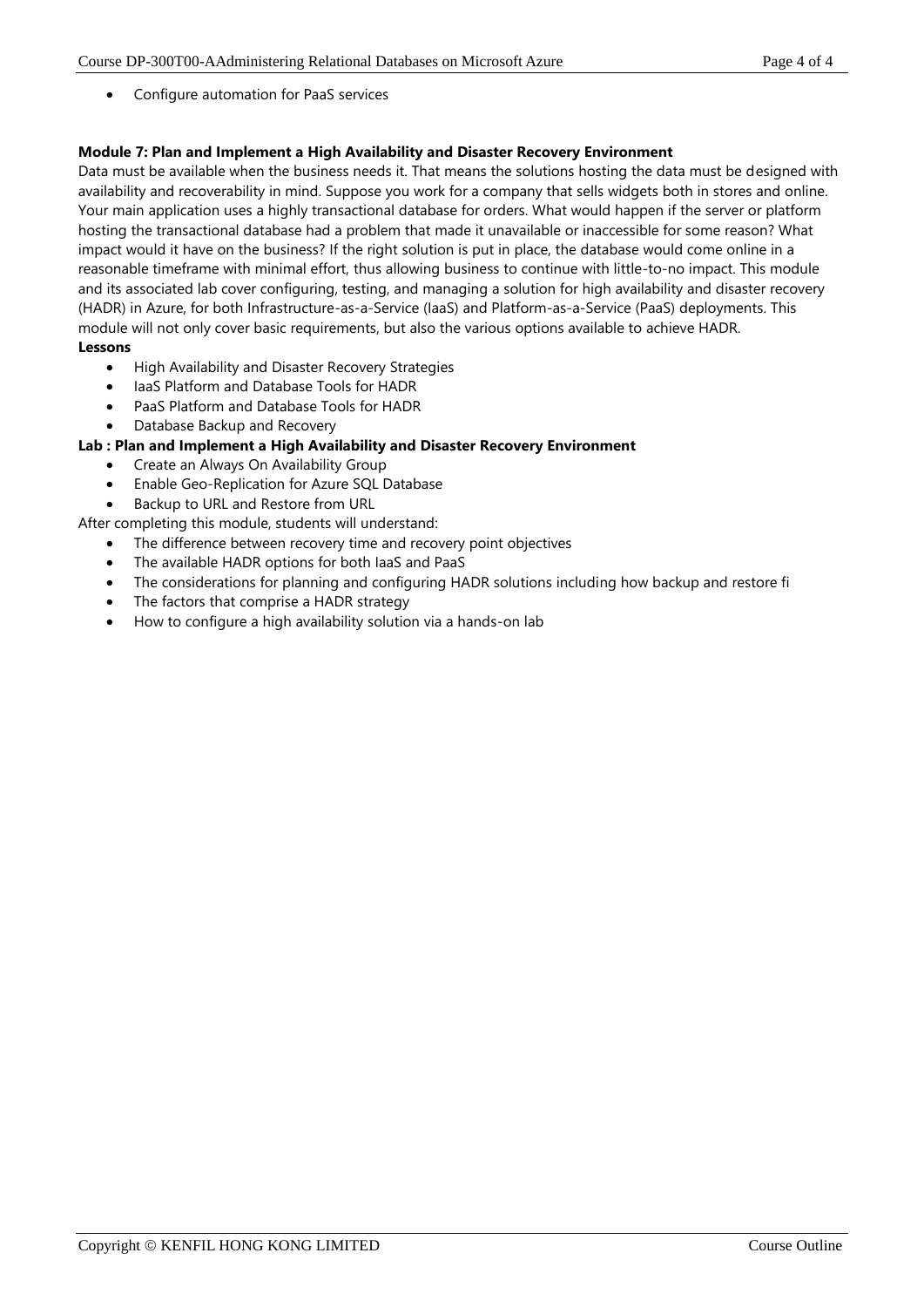- Configure automation for PaaS services

**Module 7: Plan and Implement a High Availability and Disaster Recovery Environment**

Data must be available when the business needs it. That means the solutions hosting the data must be designed with availability and recoverability in mind. Suppose you work for a company that sells widgets both in stores and online. Your main application uses a highly transactional database for orders. What would happen if the server or platform hosting the transactional database had a problem that made it unavailable or inaccessible for some reason? What impact would it have on the business? If the right solution is put in place, the database would come online in a reasonable timeframe with minimal effort, thus allowing business to continue with little-to-no impact. This module and its associated lab cover configuring, testing, and managing a solution for high availability and disaster recovery (HADR) in Azure, for both Infrastructure-as-a-Service (IaaS) and Platform-as-a-Service (PaaS) deployments. This module will not only cover basic requirements, but also the various options available to achieve HADR.

**Lessons**

- High Availability and Disaster Recovery Strategies
- IaaS Platform and Database Tools for HADR
- PaaS Platform and Database Tools for HADR
- Database Backup and Recovery

**Lab : Plan and Implement a High Availability and Disaster Recovery Environment**

- Create an Always On Availability Group
- Enable Geo-Replication for Azure SQL Database
- Backup to URL and Restore from URL

After completing this module, students will understand:

- The difference between recovery time and recovery point objectives
- The available HADR options for both IaaS and PaaS
- The considerations for planning and configuring HADR solutions including how backup and restore fi
- The factors that comprise a HADR strategy
- How to configure a high availability solution via a hands-on lab